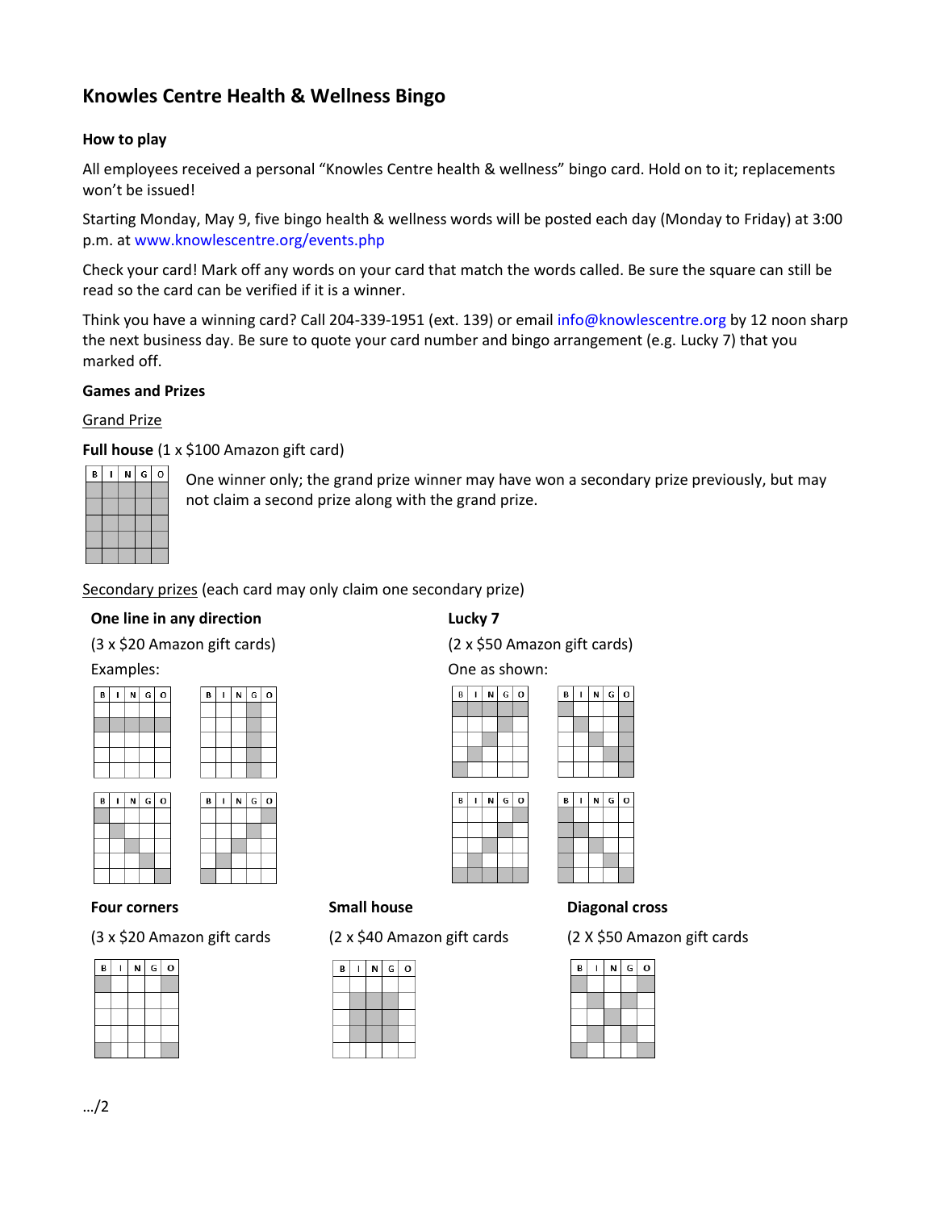# Knowles Centre Health & Wellness Bingo

## How to play

All employees received a personal "Knowles Centre health & wellness" bingo card. Hold on to it; replacements won't be issued!

Starting Monday, May 9, five bingo health & wellness words will be posted each day (Monday to Friday) at 3:00 p.m. at www.knowlescentre.org/events.php

Check your card! Mark off any words on your card that match the words called. Be sure the square can still be read so the card can be verified if it is a winner.

Think you have a winning card? Call 204-339-1951 (ext. 139) or email info@knowlescentre.org by 12 noon sharp the next business day. Be sure to quote your card number and bingo arrangement (e.g. Lucky 7) that you marked off.

## Games and Prizes

Grand Prize

**Full house** (1 x $100 Amazon gift card)

One winner only; the grand prize winner may have won a secondary prize previously, but may not claim a second prize along with the grand prize.

Secondary prizes (each card may only claim one secondary prize)

**One line in any direction**

(3 x $20 Amazon gift cards)

Examples:

**Lucky 7**

(2 x $50 Amazon gift cards)

One as shown:

**Four corners**

(3 x $20 Amazon gift cards

**Small house**

(2 x $40 Amazon gift cards

**Diagonal cross**

(2 X $50 Amazon gift cards

…/2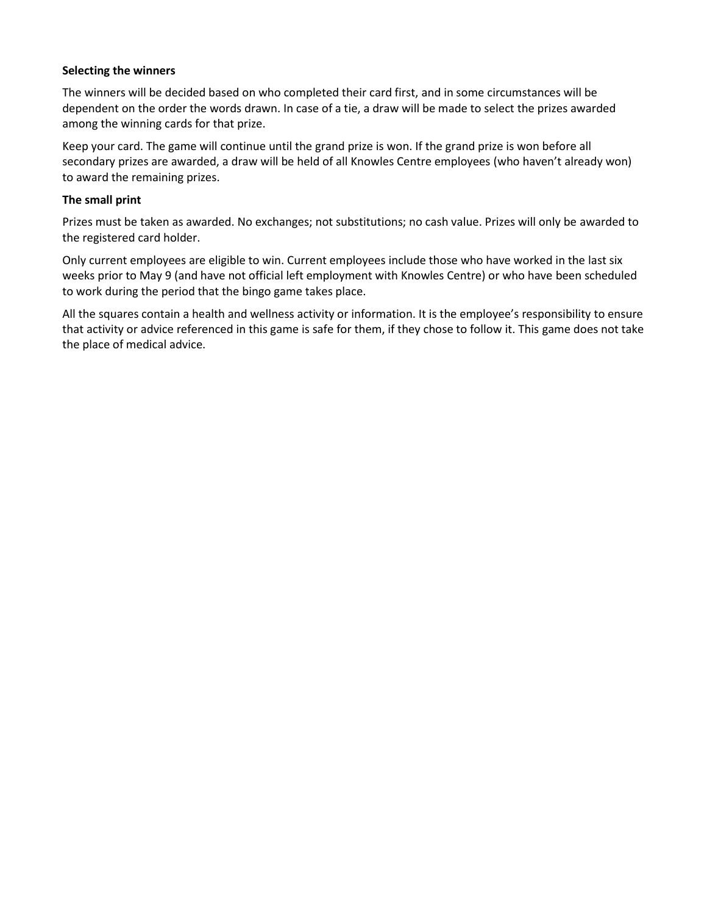**Selecting the winners**

The winners will be decided based on who completed their card first, and in some circumstances will be dependent on the order the words drawn. In case of a tie, a draw will be made to select the prizes awarded among the winning cards for that prize.

Keep your card. The game will continue until the grand prize is won. If the grand prize is won before all secondary prizes are awarded, a draw will be held of all Knowles Centre employees (who haven't already won) to award the remaining prizes.

**The small print**

Prizes must be taken as awarded. No exchanges; not substitutions; no cash value. Prizes will only be awarded to the registered card holder.

Only current employees are eligible to win. Current employees include those who have worked in the last six weeks prior to May 9 (and have not official left employment with Knowles Centre) or who have been scheduled to work during the period that the bingo game takes place.

All the squares contain a health and wellness activity or information. It is the employee's responsibility to ensure that activity or advice referenced in this game is safe for them, if they chose to follow it. This game does not take the place of medical advice.